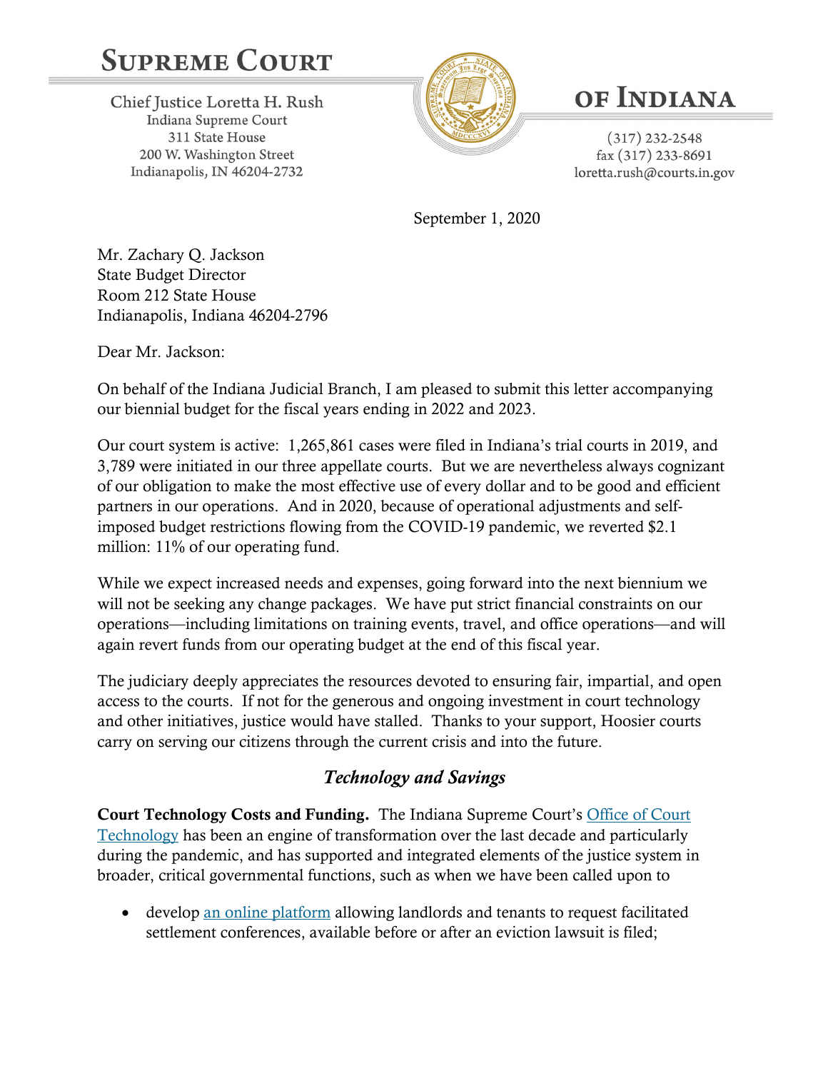# Supreme Court of Indiana

Chief Justice Loretta H. Rush
Indiana Supreme Court
311 State House
200 W. Washington Street
Indianapolis, IN 46204-2732

(317) 232-2548
fax (317) 233-8691
loretta.rush@courts.in.gov

September 1, 2020

Mr. Zachary Q. Jackson
State Budget Director
Room 212 State House
Indianapolis, Indiana 46204-2796

Dear Mr. Jackson:

On behalf of the Indiana Judicial Branch, I am pleased to submit this letter accompanying our biennial budget for the fiscal years ending in 2022 and 2023.

Our court system is active: 1,265,861 cases were filed in Indiana's trial courts in 2019, and 3,789 were initiated in our three appellate courts. But we are nevertheless always cognizant of our obligation to make the most effective use of every dollar and to be good and efficient partners in our operations. And in 2020, because of operational adjustments and self-imposed budget restrictions flowing from the COVID-19 pandemic, we reverted $2.1 million: 11% of our operating fund.

While we expect increased needs and expenses, going forward into the next biennium we will not be seeking any change packages. We have put strict financial constraints on our operations—including limitations on training events, travel, and office operations—and will again revert funds from our operating budget at the end of this fiscal year.

The judiciary deeply appreciates the resources devoted to ensuring fair, impartial, and open access to the courts. If not for the generous and ongoing investment in court technology and other initiatives, justice would have stalled. Thanks to your support, Hoosier courts carry on serving our citizens through the current crisis and into the future.

## *Technology and Savings*

**Court Technology Costs and Funding.** The Indiana Supreme Court's Office of Court Technology has been an engine of transformation over the last decade and particularly during the pandemic, and has supported and integrated elements of the justice system in broader, critical governmental functions, such as when we have been called upon to

- develop an online platform allowing landlords and tenants to request facilitated settlement conferences, available before or after an eviction lawsuit is filed;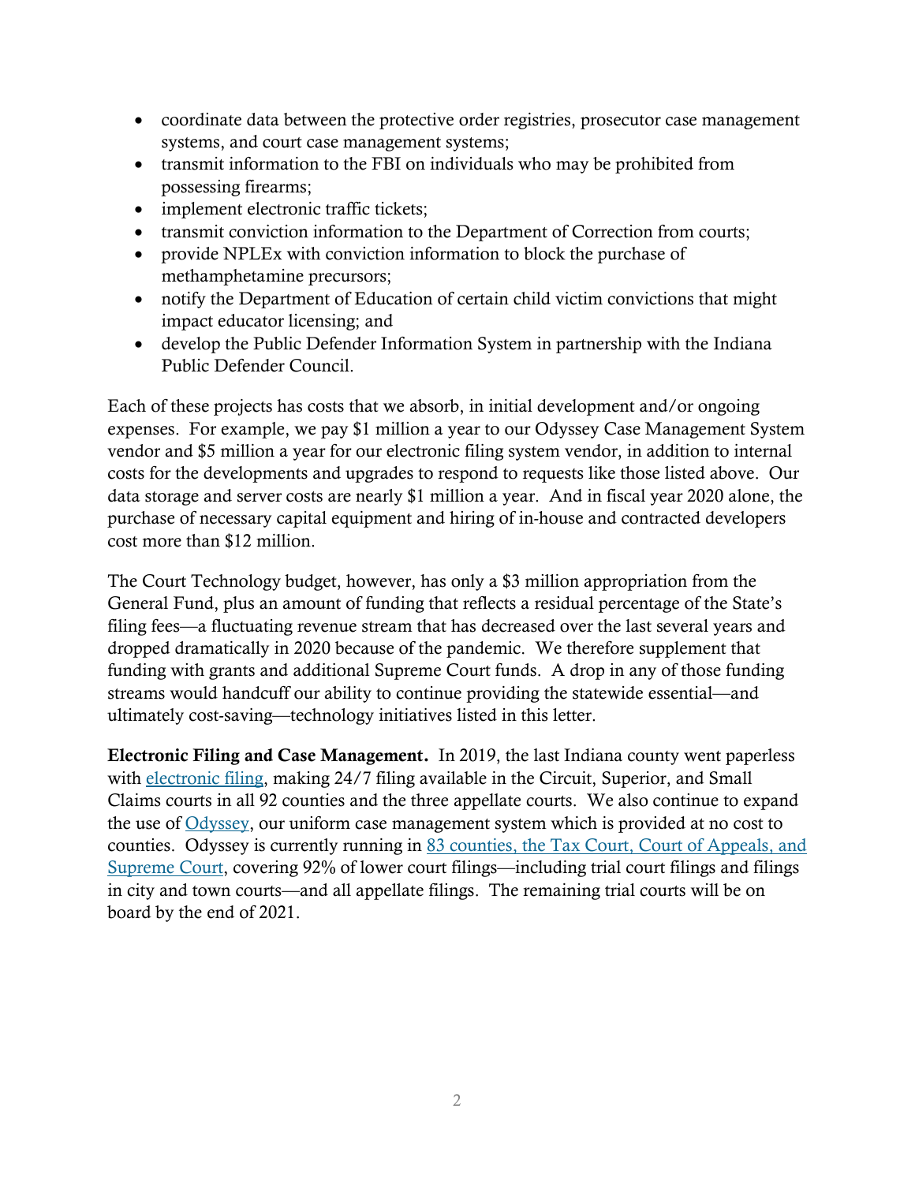- coordinate data between the protective order registries, prosecutor case management systems, and court case management systems;
- transmit information to the FBI on individuals who may be prohibited from possessing firearms;
- implement electronic traffic tickets;
- transmit conviction information to the Department of Correction from courts;
- provide NPLEx with conviction information to block the purchase of methamphetamine precursors;
- notify the Department of Education of certain child victim convictions that might impact educator licensing; and
- develop the Public Defender Information System in partnership with the Indiana Public Defender Council.

Each of these projects has costs that we absorb, in initial development and/or ongoing expenses. For example, we pay $1 million a year to our Odyssey Case Management System vendor and $5 million a year for our electronic filing system vendor, in addition to internal costs for the developments and upgrades to respond to requests like those listed above. Our data storage and server costs are nearly $1 million a year. And in fiscal year 2020 alone, the purchase of necessary capital equipment and hiring of in-house and contracted developers cost more than $12 million.

The Court Technology budget, however, has only a $3 million appropriation from the General Fund, plus an amount of funding that reflects a residual percentage of the State's filing fees—a fluctuating revenue stream that has decreased over the last several years and dropped dramatically in 2020 because of the pandemic. We therefore supplement that funding with grants and additional Supreme Court funds. A drop in any of those funding streams would handcuff our ability to continue providing the statewide essential—and ultimately cost-saving—technology initiatives listed in this letter.

**Electronic Filing and Case Management.** In 2019, the last Indiana county went paperless with electronic filing, making 24/7 filing available in the Circuit, Superior, and Small Claims courts in all 92 counties and the three appellate courts. We also continue to expand the use of Odyssey, our uniform case management system which is provided at no cost to counties. Odyssey is currently running in 83 counties, the Tax Court, Court of Appeals, and Supreme Court, covering 92% of lower court filings—including trial court filings and filings in city and town courts—and all appellate filings. The remaining trial courts will be on board by the end of 2021.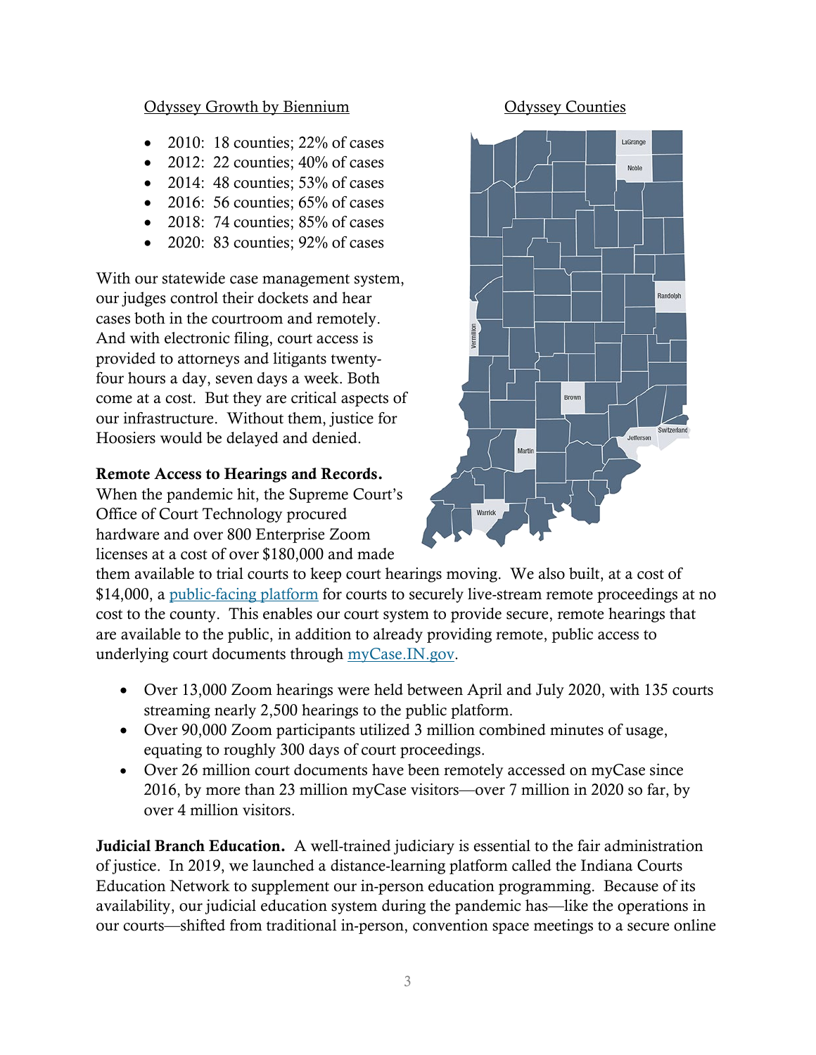Odyssey Growth by Biennium

- 2010: 18 counties; 22% of cases
- 2012: 22 counties; 40% of cases
- 2014: 48 counties; 53% of cases
- 2016: 56 counties; 65% of cases
- 2018: 74 counties; 85% of cases
- 2020: 83 counties; 92% of cases

Odyssey Counties

LaGrange, Noble, Randolph, Vermillion, Brown, Switzerland, Jefferson, Martin, Warrick

With our statewide case management system, our judges control their dockets and hear cases both in the courtroom and remotely. And with electronic filing, court access is provided to attorneys and litigants twenty-four hours a day, seven days a week. Both come at a cost. But they are critical aspects of our infrastructure. Without them, justice for Hoosiers would be delayed and denied.

**Remote Access to Hearings and Records.** When the pandemic hit, the Supreme Court's Office of Court Technology procured hardware and over 800 Enterprise Zoom licenses at a cost of over $180,000 and made them available to trial courts to keep court hearings moving. We also built, at a cost of $14,000, a public-facing platform for courts to securely live-stream remote proceedings at no cost to the county. This enables our court system to provide secure, remote hearings that are available to the public, in addition to already providing remote, public access to underlying court documents through myCase.IN.gov.

- Over 13,000 Zoom hearings were held between April and July 2020, with 135 courts streaming nearly 2,500 hearings to the public platform.
- Over 90,000 Zoom participants utilized 3 million combined minutes of usage, equating to roughly 300 days of court proceedings.
- Over 26 million court documents have been remotely accessed on myCase since 2016, by more than 23 million myCase visitors—over 7 million in 2020 so far, by over 4 million visitors.

**Judicial Branch Education.** A well-trained judiciary is essential to the fair administration of justice. In 2019, we launched a distance-learning platform called the Indiana Courts Education Network to supplement our in-person education programming. Because of its availability, our judicial education system during the pandemic has—like the operations in our courts—shifted from traditional in-person, convention space meetings to a secure online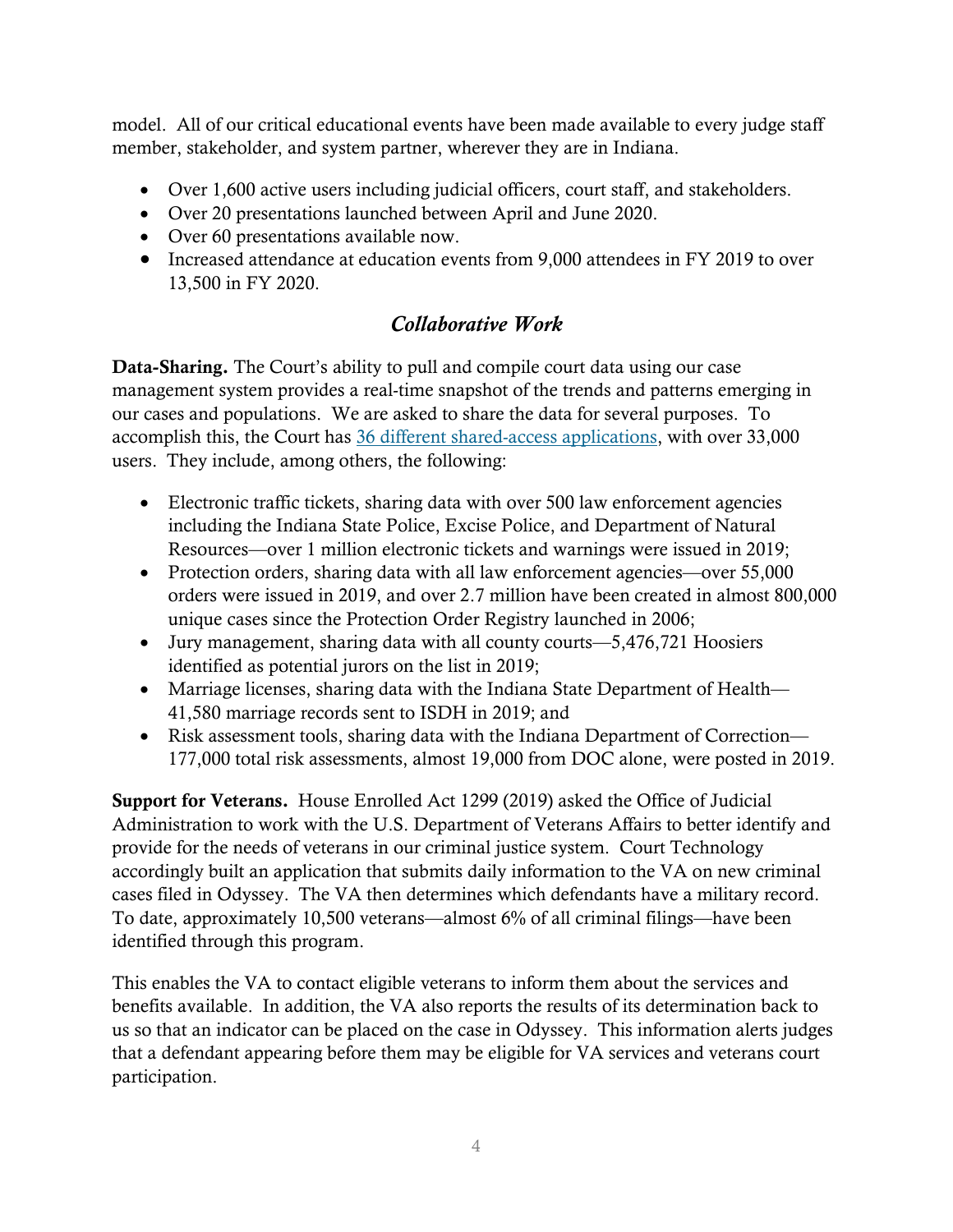model. All of our critical educational events have been made available to every judge staff member, stakeholder, and system partner, wherever they are in Indiana.

- Over 1,600 active users including judicial officers, court staff, and stakeholders.
- Over 20 presentations launched between April and June 2020.
- Over 60 presentations available now.
- Increased attendance at education events from 9,000 attendees in FY 2019 to over 13,500 in FY 2020.

## *Collaborative Work*

**Data-Sharing.** The Court's ability to pull and compile court data using our case management system provides a real-time snapshot of the trends and patterns emerging in our cases and populations. We are asked to share the data for several purposes. To accomplish this, the Court has 36 different shared-access applications, with over 33,000 users. They include, among others, the following:

- Electronic traffic tickets, sharing data with over 500 law enforcement agencies including the Indiana State Police, Excise Police, and Department of Natural Resources—over 1 million electronic tickets and warnings were issued in 2019;
- Protection orders, sharing data with all law enforcement agencies—over 55,000 orders were issued in 2019, and over 2.7 million have been created in almost 800,000 unique cases since the Protection Order Registry launched in 2006;
- Jury management, sharing data with all county courts—5,476,721 Hoosiers identified as potential jurors on the list in 2019;
- Marriage licenses, sharing data with the Indiana State Department of Health—41,580 marriage records sent to ISDH in 2019; and
- Risk assessment tools, sharing data with the Indiana Department of Correction—177,000 total risk assessments, almost 19,000 from DOC alone, were posted in 2019.

**Support for Veterans.** House Enrolled Act 1299 (2019) asked the Office of Judicial Administration to work with the U.S. Department of Veterans Affairs to better identify and provide for the needs of veterans in our criminal justice system. Court Technology accordingly built an application that submits daily information to the VA on new criminal cases filed in Odyssey. The VA then determines which defendants have a military record. To date, approximately 10,500 veterans—almost 6% of all criminal filings—have been identified through this program.

This enables the VA to contact eligible veterans to inform them about the services and benefits available. In addition, the VA also reports the results of its determination back to us so that an indicator can be placed on the case in Odyssey. This information alerts judges that a defendant appearing before them may be eligible for VA services and veterans court participation.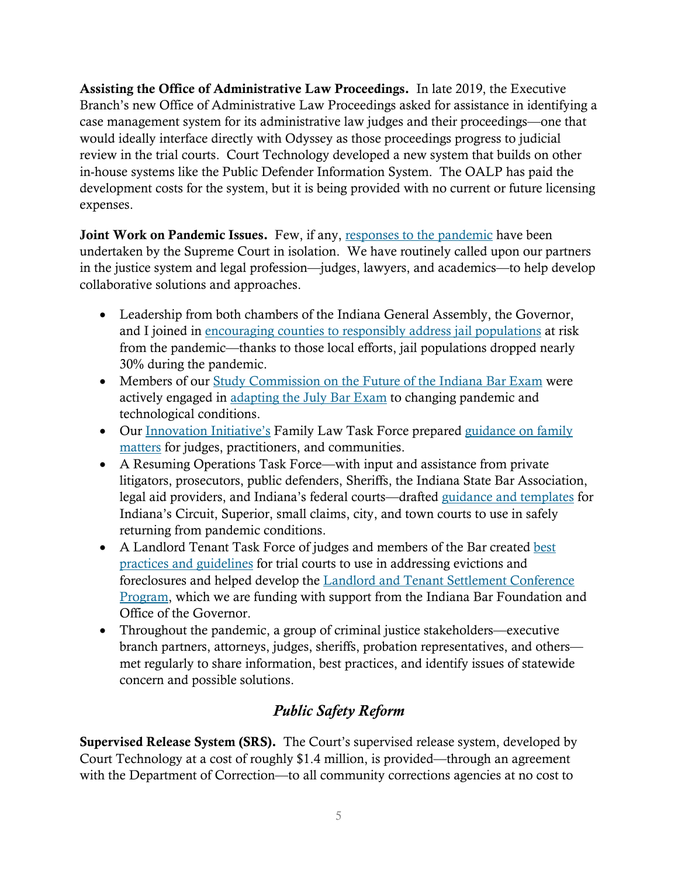**Assisting the Office of Administrative Law Proceedings.** In late 2019, the Executive Branch's new Office of Administrative Law Proceedings asked for assistance in identifying a case management system for its administrative law judges and their proceedings—one that would ideally interface directly with Odyssey as those proceedings progress to judicial review in the trial courts. Court Technology developed a new system that builds on other in-house systems like the Public Defender Information System. The OALP has paid the development costs for the system, but it is being provided with no current or future licensing expenses.

**Joint Work on Pandemic Issues.** Few, if any, responses to the pandemic have been undertaken by the Supreme Court in isolation. We have routinely called upon our partners in the justice system and legal profession—judges, lawyers, and academics—to help develop collaborative solutions and approaches.

- Leadership from both chambers of the Indiana General Assembly, the Governor, and I joined in encouraging counties to responsibly address jail populations at risk from the pandemic—thanks to those local efforts, jail populations dropped nearly 30% during the pandemic.
- Members of our Study Commission on the Future of the Indiana Bar Exam were actively engaged in adapting the July Bar Exam to changing pandemic and technological conditions.
- Our Innovation Initiative's Family Law Task Force prepared guidance on family matters for judges, practitioners, and communities.
- A Resuming Operations Task Force—with input and assistance from private litigators, prosecutors, public defenders, Sheriffs, the Indiana State Bar Association, legal aid providers, and Indiana's federal courts—drafted guidance and templates for Indiana's Circuit, Superior, small claims, city, and town courts to use in safely returning from pandemic conditions.
- A Landlord Tenant Task Force of judges and members of the Bar created best practices and guidelines for trial courts to use in addressing evictions and foreclosures and helped develop the Landlord and Tenant Settlement Conference Program, which we are funding with support from the Indiana Bar Foundation and Office of the Governor.
- Throughout the pandemic, a group of criminal justice stakeholders—executive branch partners, attorneys, judges, sheriffs, probation representatives, and others—met regularly to share information, best practices, and identify issues of statewide concern and possible solutions.

## *Public Safety Reform*

**Supervised Release System (SRS).** The Court's supervised release system, developed by Court Technology at a cost of roughly $1.4 million, is provided—through an agreement with the Department of Correction—to all community corrections agencies at no cost to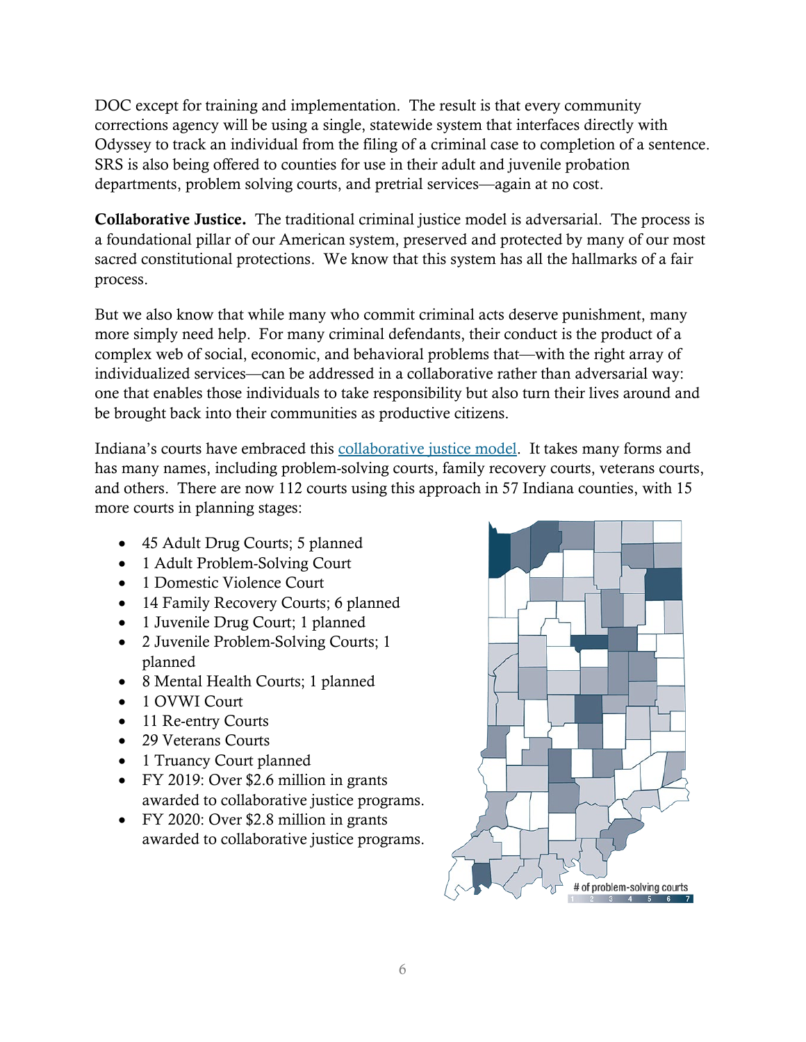DOC except for training and implementation. The result is that every community corrections agency will be using a single, statewide system that interfaces directly with Odyssey to track an individual from the filing of a criminal case to completion of a sentence. SRS is also being offered to counties for use in their adult and juvenile probation departments, problem solving courts, and pretrial services—again at no cost.

**Collaborative Justice.** The traditional criminal justice model is adversarial. The process is a foundational pillar of our American system, preserved and protected by many of our most sacred constitutional protections. We know that this system has all the hallmarks of a fair process.

But we also know that while many who commit criminal acts deserve punishment, many more simply need help. For many criminal defendants, their conduct is the product of a complex web of social, economic, and behavioral problems that—with the right array of individualized services—can be addressed in a collaborative rather than adversarial way: one that enables those individuals to take responsibility but also turn their lives around and be brought back into their communities as productive citizens.

Indiana's courts have embraced this collaborative justice model. It takes many forms and has many names, including problem-solving courts, family recovery courts, veterans courts, and others. There are now 112 courts using this approach in 57 Indiana counties, with 15 more courts in planning stages:

- 45 Adult Drug Courts; 5 planned
- 1 Adult Problem-Solving Court
- 1 Domestic Violence Court
- 14 Family Recovery Courts; 6 planned
- 1 Juvenile Drug Court; 1 planned
- 2 Juvenile Problem-Solving Courts; 1 planned
- 8 Mental Health Courts; 1 planned
- 1 OVWI Court
- 11 Re-entry Courts
- 29 Veterans Courts
- 1 Truancy Court planned
- FY 2019: Over $2.6 million in grants awarded to collaborative justice programs.
- FY 2020: Over $2.8 million in grants awarded to collaborative justice programs.

# of problem-solving courts: 1 2 3 4 5 6 7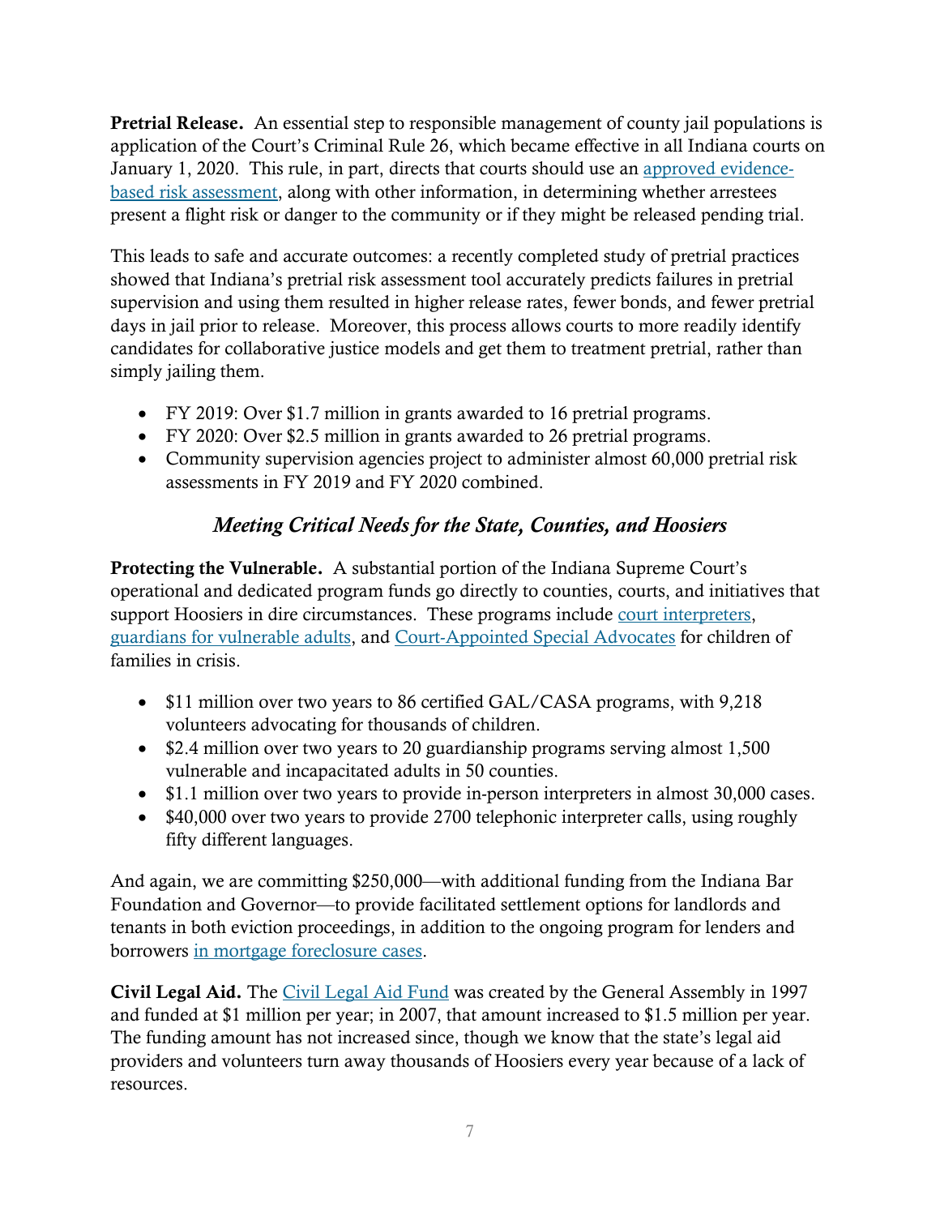**Pretrial Release.** An essential step to responsible management of county jail populations is application of the Court's Criminal Rule 26, which became effective in all Indiana courts on January 1, 2020. This rule, in part, directs that courts should use an approved evidence-based risk assessment, along with other information, in determining whether arrestees present a flight risk or danger to the community or if they might be released pending trial.

This leads to safe and accurate outcomes: a recently completed study of pretrial practices showed that Indiana's pretrial risk assessment tool accurately predicts failures in pretrial supervision and using them resulted in higher release rates, fewer bonds, and fewer pretrial days in jail prior to release. Moreover, this process allows courts to more readily identify candidates for collaborative justice models and get them to treatment pretrial, rather than simply jailing them.

- FY 2019: Over $1.7 million in grants awarded to 16 pretrial programs.
- FY 2020: Over $2.5 million in grants awarded to 26 pretrial programs.
- Community supervision agencies project to administer almost 60,000 pretrial risk assessments in FY 2019 and FY 2020 combined.

## *Meeting Critical Needs for the State, Counties, and Hoosiers*

**Protecting the Vulnerable.** A substantial portion of the Indiana Supreme Court's operational and dedicated program funds go directly to counties, courts, and initiatives that support Hoosiers in dire circumstances. These programs include court interpreters, guardians for vulnerable adults, and Court-Appointed Special Advocates for children of families in crisis.

- $11 million over two years to 86 certified GAL/CASA programs, with 9,218 volunteers advocating for thousands of children.
- $2.4 million over two years to 20 guardianship programs serving almost 1,500 vulnerable and incapacitated adults in 50 counties.
- $1.1 million over two years to provide in-person interpreters in almost 30,000 cases.
- $40,000 over two years to provide 2700 telephonic interpreter calls, using roughly fifty different languages.

And again, we are committing $250,000—with additional funding from the Indiana Bar Foundation and Governor—to provide facilitated settlement options for landlords and tenants in both eviction proceedings, in addition to the ongoing program for lenders and borrowers in mortgage foreclosure cases.

**Civil Legal Aid.** The Civil Legal Aid Fund was created by the General Assembly in 1997 and funded at $1 million per year; in 2007, that amount increased to $1.5 million per year. The funding amount has not increased since, though we know that the state's legal aid providers and volunteers turn away thousands of Hoosiers every year because of a lack of resources.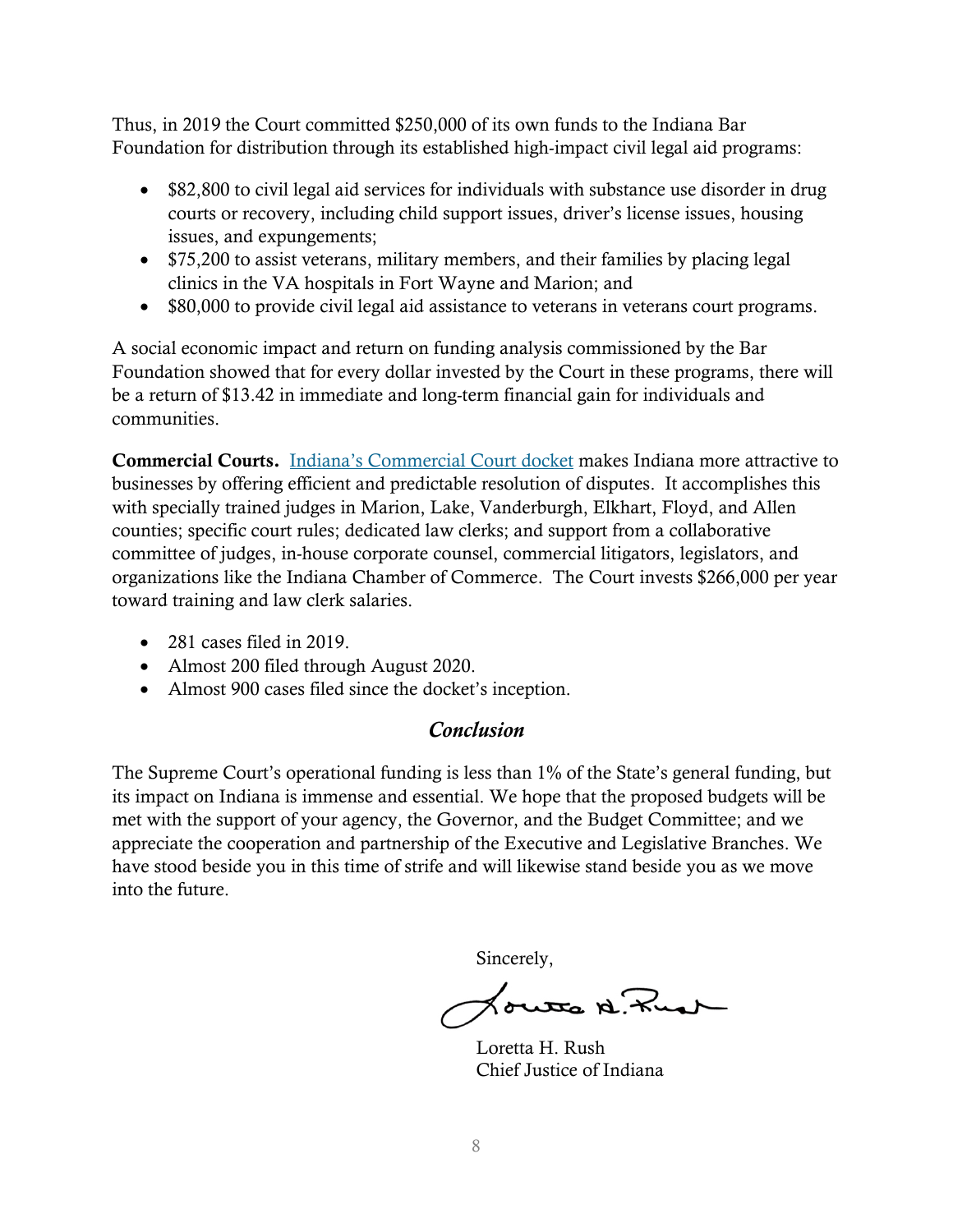Thus, in 2019 the Court committed $250,000 of its own funds to the Indiana Bar Foundation for distribution through its established high-impact civil legal aid programs:

- $82,800 to civil legal aid services for individuals with substance use disorder in drug courts or recovery, including child support issues, driver's license issues, housing issues, and expungements;
- $75,200 to assist veterans, military members, and their families by placing legal clinics in the VA hospitals in Fort Wayne and Marion; and
- $80,000 to provide civil legal aid assistance to veterans in veterans court programs.

A social economic impact and return on funding analysis commissioned by the Bar Foundation showed that for every dollar invested by the Court in these programs, there will be a return of $13.42 in immediate and long-term financial gain for individuals and communities.

**Commercial Courts.** Indiana's Commercial Court docket makes Indiana more attractive to businesses by offering efficient and predictable resolution of disputes. It accomplishes this with specially trained judges in Marion, Lake, Vanderburgh, Elkhart, Floyd, and Allen counties; specific court rules; dedicated law clerks; and support from a collaborative committee of judges, in-house corporate counsel, commercial litigators, legislators, and organizations like the Indiana Chamber of Commerce. The Court invests $266,000 per year toward training and law clerk salaries.

- 281 cases filed in 2019.
- Almost 200 filed through August 2020.
- Almost 900 cases filed since the docket's inception.

## *Conclusion*

The Supreme Court's operational funding is less than 1% of the State's general funding, but its impact on Indiana is immense and essential. We hope that the proposed budgets will be met with the support of your agency, the Governor, and the Budget Committee; and we appreciate the cooperation and partnership of the Executive and Legislative Branches. We have stood beside you in this time of strife and will likewise stand beside you as we move into the future.

Sincerely,

Loretta H. Rush
Chief Justice of Indiana